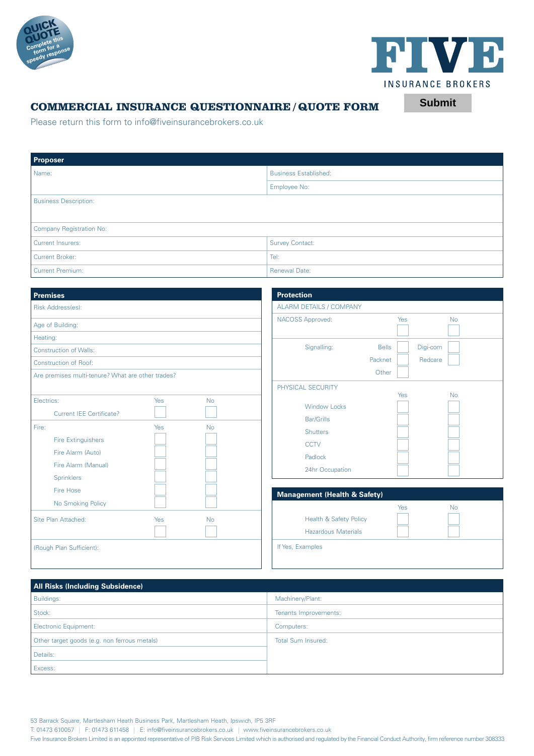QUICK QUOTE Complete this form for a speedy response

FIVE INSURANCE BROKERS

# COMMERCIAL INSURANCE QUESTIONNAIRE / QUOTE FORM

Submit

Please return this form to info@fiveinsurancebrokers.co.uk

## Proposer

| Proposer | |
|---|---|
| Name: | Business Established: |
| | Employee No: |
| Business Description: | |
| Company Registration No: | |
| Current Insurers: | Survey Contact: |
| Current Broker: | Tel: |
| Current Premium: | Renewal Date: |

## Premises

| Premises | Yes | No |
|---|---|---|
| Risk Address(es): | | |
| Age of Building: | | |
| Heating: | | |
| Construction of Walls: | | |
| Construction of Roof: | | |
| Are premises multi-tenure? What are other trades? | | |
| Electrics: | Yes | No |
| Current IEE Certificate? | ☐ | ☐ |
| Fire: | Yes | No |
| Fire Extinguishers | ☐ | ☐ |
| Fire Alarm (Auto) | ☐ | ☐ |
| Fire Alarm (Manual) | ☐ | ☐ |
| Sprinklers | ☐ | ☐ |
| Fire Hose | ☐ | ☐ |
| No Smoking Policy | ☐ | ☐ |
| Site Plan Attached: | ☐ | ☐ |
| (Rough Plan Sufficient): | | |

## Protection

ALARM DETAILS / COMPANY

| | Yes | No |
|---|---|---|
| NACOSS Approved: | ☐ | ☐ |

Signalling: Bells ☐ Digi-com ☐ Packnet ☐ Redcare ☐ Other ☐

PHYSICAL SECURITY

| | Yes | No |
|---|---|---|
| Window Locks | ☐ | ☐ |
| Bar/Grills | ☐ | ☐ |
| Shutters | ☐ | ☐ |
| CCTV | ☐ | ☐ |
| Padlock | ☐ | ☐ |
| 24hr Occupation | ☐ | ☐ |

## Management (Health & Safety)

| | Yes | No |
|---|---|---|
| Health & Safety Policy | ☐ | ☐ |
| Hazardous Materials | ☐ | ☐ |

If Yes, Examples

## All Risks (Including Subsidence)

| All Risks (Including Subsidence) | |
|---|---|
| Buildings: | Machinery/Plant: |
| Stock: | Tenants Improvements: |
| Electronic Equipment: | Computers: |
| Other target goods (e.g. non ferrous metals) | Total Sum Insured: |
| Details: | |
| Excess: | |

53 Barrack Square, Martlesham Heath Business Park, Martlesham Heath, Ipswich, IP5 3RF
T: 01473 610057 | F: 01473 611458 | E: info@fiveinsurancebrokers.co.uk | www.fiveinsurancebrokers.co.uk
Five Insurance Brokers Limited is an appointed representative of PIB Risk Services Limited which is authorised and regulated by the Financial Conduct Authority, firm reference number 308333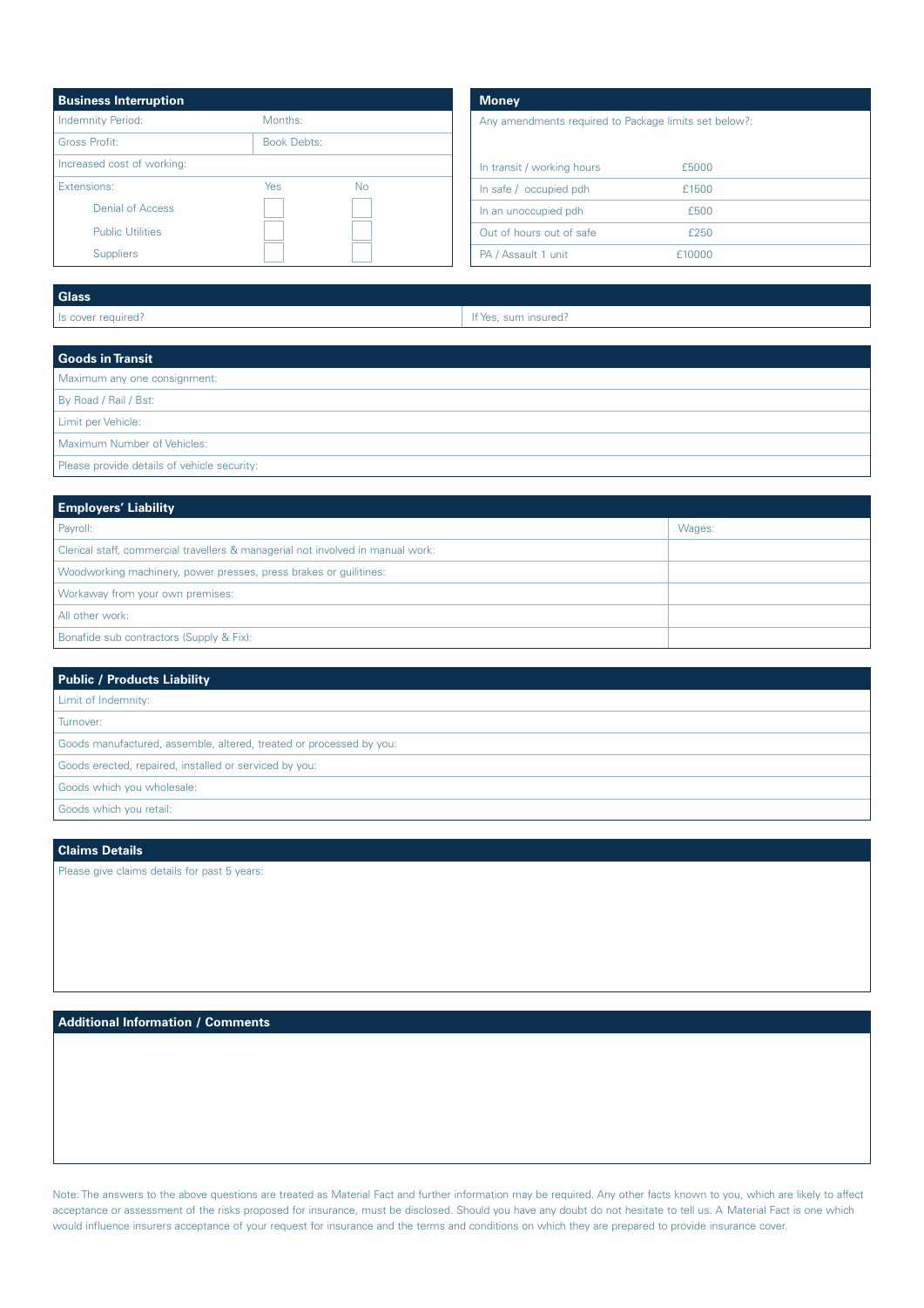## Business Interruption

| | | |
|---|---|---|
| Indemnity Period: | Months: | |
| Gross Profit: | Book Debts: | |
| Increased cost of working: | | |
| Extensions: | Yes | No |
| Denial of Access | ☐ | ☐ |
| Public Utilities | ☐ | ☐ |
| Suppliers | ☐ | ☐ |

## Money

Any amendments required to Package limits set below?:

| | |
|---|---|
| In transit / working hours | £5000 |
| In safe / occupied pdh | £1500 |
| In an unoccupied pdh | £500 |
| Out of hours out of safe | £250 |
| PA / Assault 1 unit | £10000 |

## Glass

| | |
|---|---|
| Is cover required? | If Yes, sum insured? |

## Goods in Transit

Maximum any one consignment:

By Road / Rail / Bst:

Limit per Vehicle:

Maximum Number of Vehicles:

Please provide details of vehicle security:

## Employers' Liability

| | |
|---|---|
| Payroll: | Wages: |
| Clerical staff, commercial travellers & managerial not involved in manual work: | |
| Woodworking machinery, power presses, press brakes or guilitines: | |
| Workaway from your own premises: | |
| All other work: | |
| Bonafide sub contractors (Supply & Fix): | |

## Public / Products Liability

Limit of Indemnity:

Turnover:

Goods manufactured, assemble, altered, treated or processed by you:

Goods erected, repaired, installed or serviced by you:

Goods which you wholesale:

Goods which you retail:

## Claims Details

Please give claims details for past 5 years:

## Additional Information / Comments

Note: The answers to the above questions are treated as Material Fact and further information may be required. Any other facts known to you, which are likely to affect acceptance or assessment of the risks proposed for insurance, must be disclosed. Should you have any doubt do not hesitate to tell us. A Material Fact is one which would influence insurers acceptance of your request for insurance and the terms and conditions on which they are prepared to provide insurance cover.